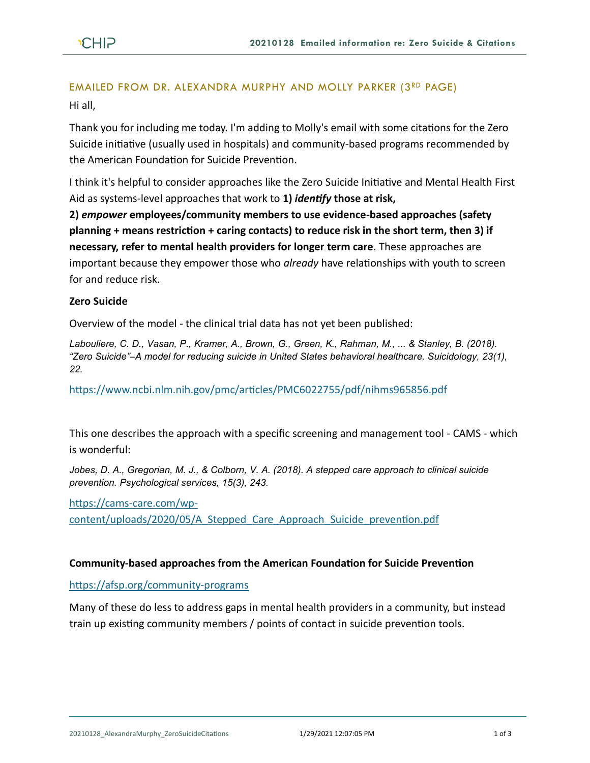## EMAILED FROM DR. ALEXANDRA MURPHY AND MOLLY PARKER (3RD PAGE)

Hi all,

Thank you for including me today. I'm adding to Molly's email with some citations for the Zero Suicide initiative (usually used in hospitals) and community-based programs recommended by the American Foundation for Suicide Prevention.

I think it's helpful to consider approaches like the Zero Suicide Initiative and Mental Health First Aid as systems-level approaches that work to **1) *identify* those at risk,**
**2) *empower* employees/community members to use evidence-based approaches (safety planning + means restriction + caring contacts) to reduce risk in the short term, then 3) if necessary, refer to mental health providers for longer term care**. These approaches are important because they empower those who *already* have relationships with youth to screen for and reduce risk.

**Zero Suicide**

Overview of the model - the clinical trial data has not yet been published:

*Labouliere, C. D., Vasan, P., Kramer, A., Brown, G., Green, K., Rahman, M., ... & Stanley, B. (2018). "Zero Suicide"–A model for reducing suicide in United States behavioral healthcare. Suicidology, 23(1), 22.*

https://www.ncbi.nlm.nih.gov/pmc/articles/PMC6022755/pdf/nihms965856.pdf

This one describes the approach with a specific screening and management tool - CAMS - which is wonderful:

*Jobes, D. A., Gregorian, M. J., & Colborn, V. A. (2018). A stepped care approach to clinical suicide prevention. Psychological services, 15(3), 243.*

https://cams-care.com/wp-content/uploads/2020/05/A_Stepped_Care_Approach_Suicide_prevention.pdf

**Community-based approaches from the American Foundation for Suicide Prevention**

https://afsp.org/community-programs

Many of these do less to address gaps in mental health providers in a community, but instead train up existing community members / points of contact in suicide prevention tools.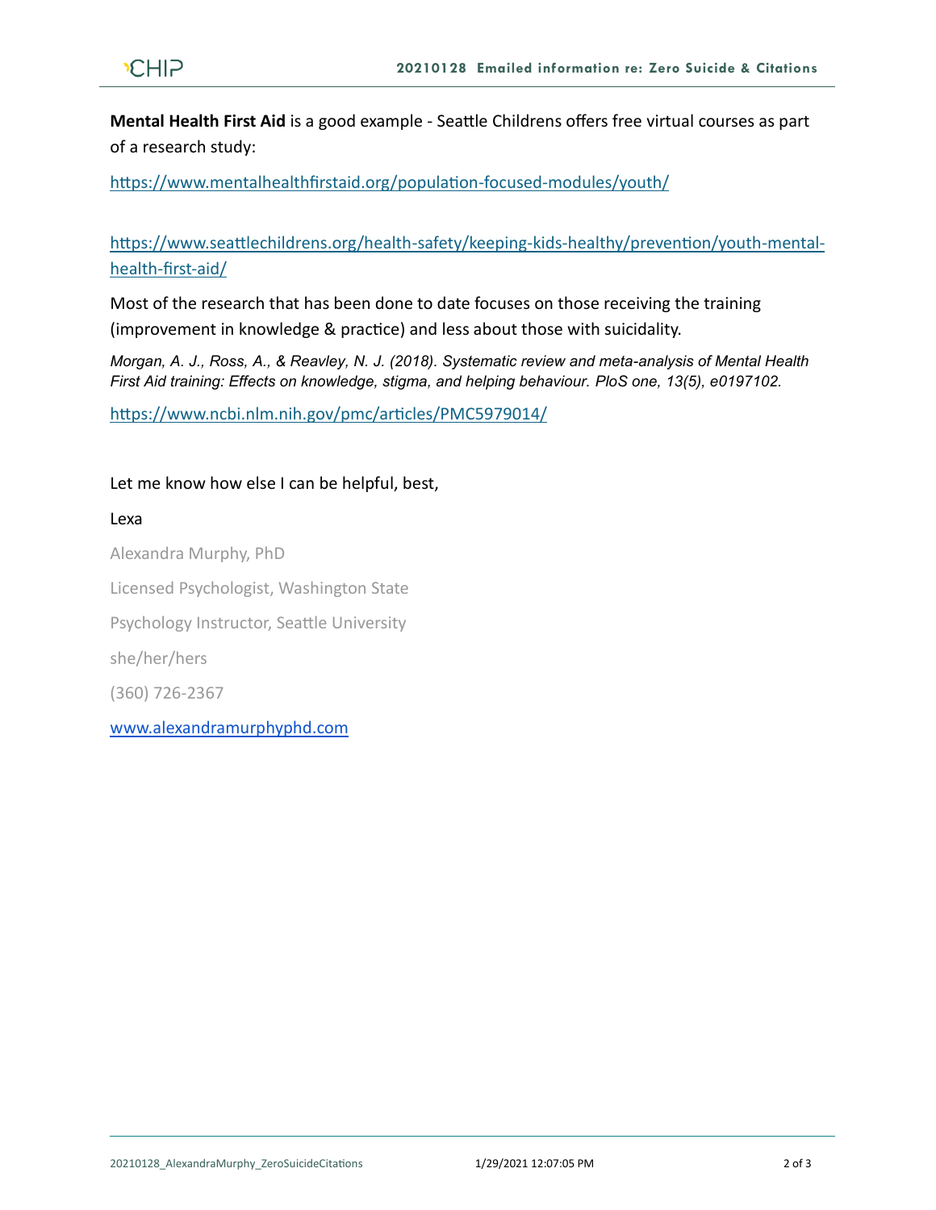**Mental Health First Aid** is a good example - Seattle Childrens offers free virtual courses as part of a research study:

https://www.mentalhealthfirstaid.org/population-focused-modules/youth/

https://www.seattlechildrens.org/health-safety/keeping-kids-healthy/prevention/youth-mental-health-first-aid/

Most of the research that has been done to date focuses on those receiving the training (improvement in knowledge & practice) and less about those with suicidality.

*Morgan, A. J., Ross, A., & Reavley, N. J. (2018). Systematic review and meta-analysis of Mental Health First Aid training: Effects on knowledge, stigma, and helping behaviour. PloS one, 13(5), e0197102.*

https://www.ncbi.nlm.nih.gov/pmc/articles/PMC5979014/

Let me know how else I can be helpful, best,

Lexa

Alexandra Murphy, PhD

Licensed Psychologist, Washington State

Psychology Instructor, Seattle University

she/her/hers

(360) 726-2367

www.alexandramurphyphd.com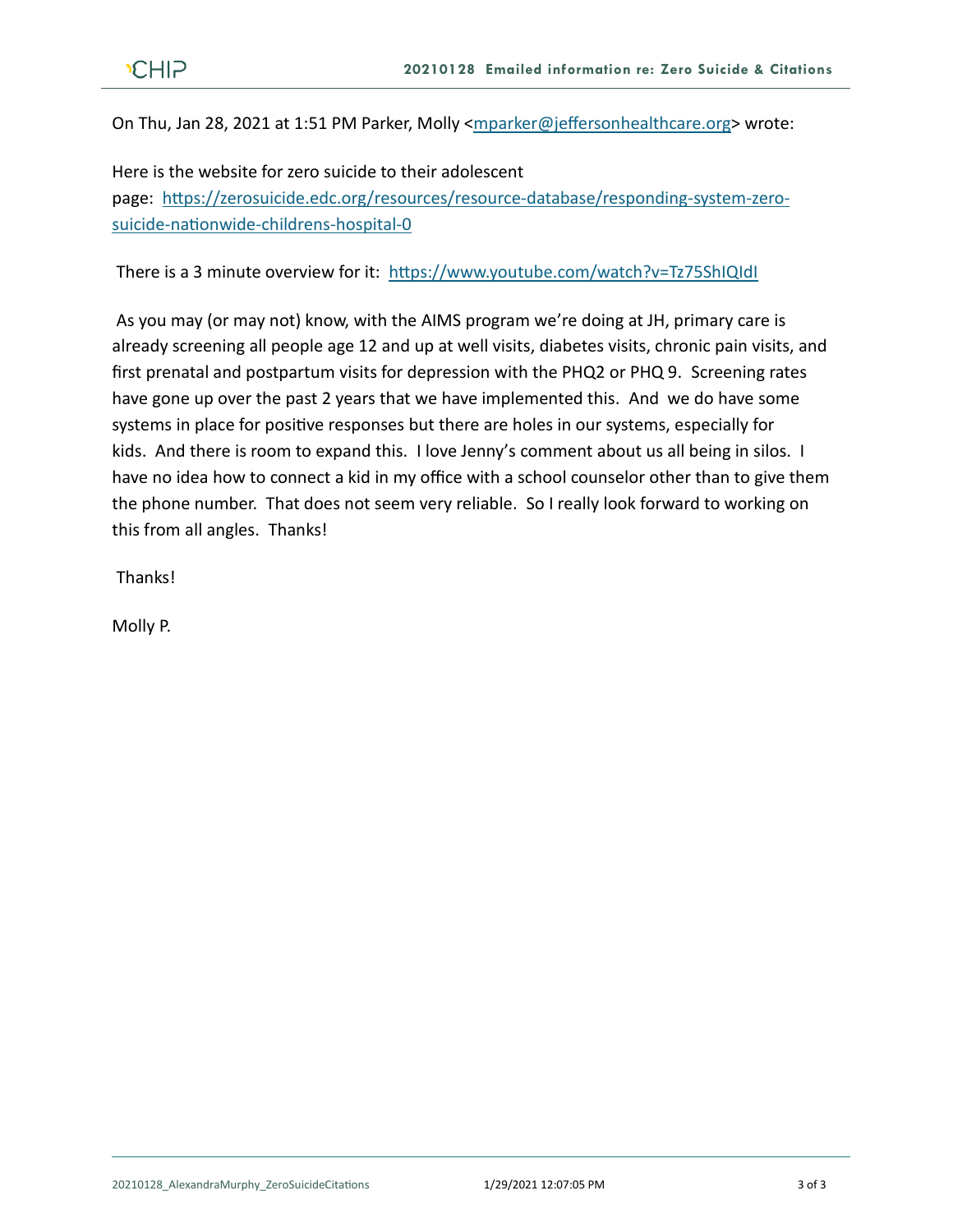On Thu, Jan 28, 2021 at 1:51 PM Parker, Molly <mparker@jeffersonhealthcare.org> wrote:

Here is the website for zero suicide to their adolescent page: https://zerosuicide.edc.org/resources/resource-database/responding-system-zero-suicide-nationwide-childrens-hospital-0

There is a 3 minute overview for it: https://www.youtube.com/watch?v=Tz75ShIQIdI

As you may (or may not) know, with the AIMS program we're doing at JH, primary care is already screening all people age 12 and up at well visits, diabetes visits, chronic pain visits, and first prenatal and postpartum visits for depression with the PHQ2 or PHQ 9. Screening rates have gone up over the past 2 years that we have implemented this. And we do have some systems in place for positive responses but there are holes in our systems, especially for kids. And there is room to expand this. I love Jenny's comment about us all being in silos. I have no idea how to connect a kid in my office with a school counselor other than to give them the phone number. That does not seem very reliable. So I really look forward to working on this from all angles. Thanks!

Thanks!

Molly P.